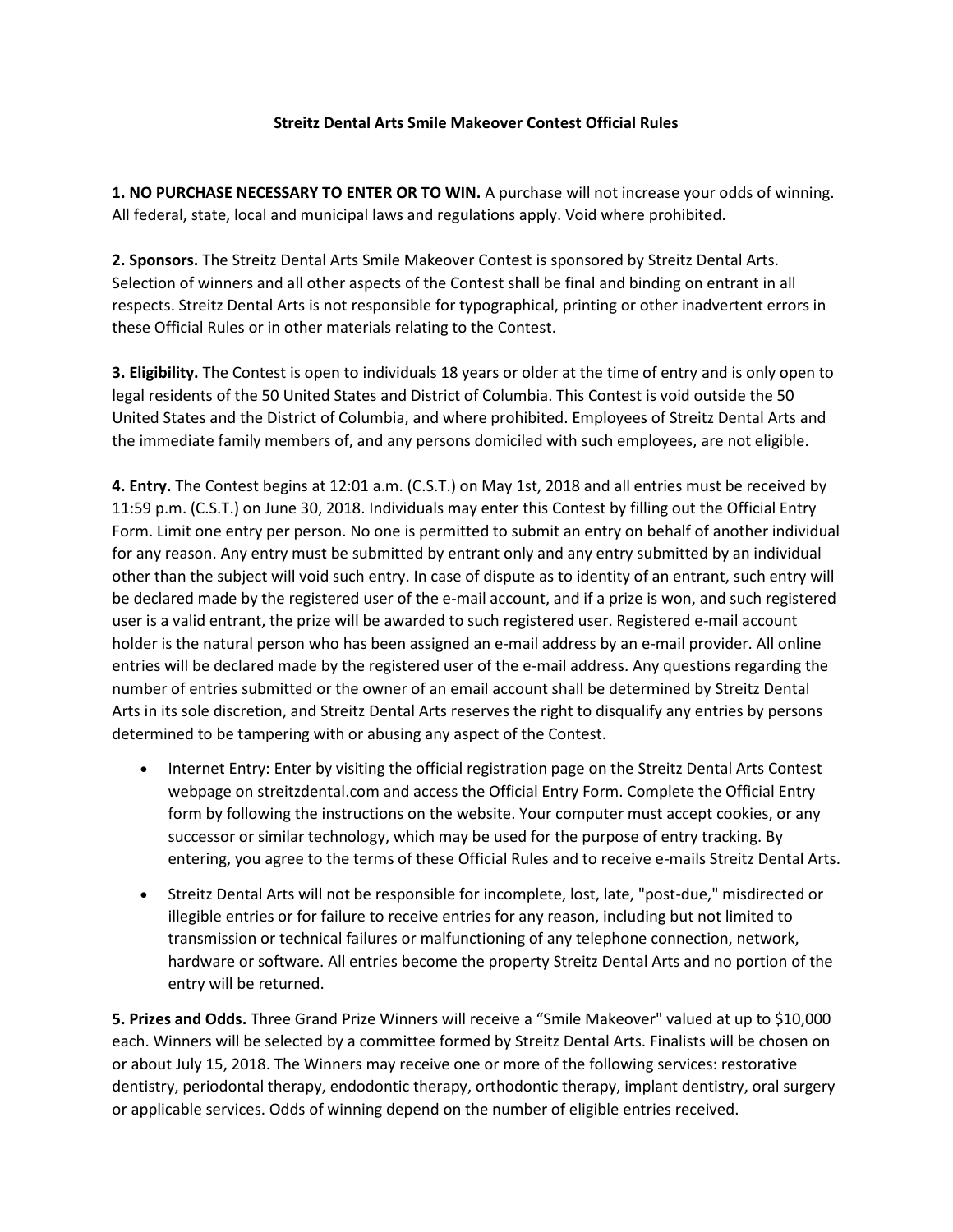# Streitz Dental Arts Smile Makeover Contest Official Rules

**1. NO PURCHASE NECESSARY TO ENTER OR TO WIN.** A purchase will not increase your odds of winning. All federal, state, local and municipal laws and regulations apply. Void where prohibited.

**2. Sponsors.** The Streitz Dental Arts Smile Makeover Contest is sponsored by Streitz Dental Arts. Selection of winners and all other aspects of the Contest shall be final and binding on entrant in all respects. Streitz Dental Arts is not responsible for typographical, printing or other inadvertent errors in these Official Rules or in other materials relating to the Contest.

**3. Eligibility.** The Contest is open to individuals 18 years or older at the time of entry and is only open to legal residents of the 50 United States and District of Columbia. This Contest is void outside the 50 United States and the District of Columbia, and where prohibited. Employees of Streitz Dental Arts and the immediate family members of, and any persons domiciled with such employees, are not eligible.

**4. Entry.** The Contest begins at 12:01 a.m. (C.S.T.) on May 1st, 2018 and all entries must be received by 11:59 p.m. (C.S.T.) on June 30, 2018. Individuals may enter this Contest by filling out the Official Entry Form. Limit one entry per person. No one is permitted to submit an entry on behalf of another individual for any reason. Any entry must be submitted by entrant only and any entry submitted by an individual other than the subject will void such entry. In case of dispute as to identity of an entrant, such entry will be declared made by the registered user of the e-mail account, and if a prize is won, and such registered user is a valid entrant, the prize will be awarded to such registered user. Registered e-mail account holder is the natural person who has been assigned an e-mail address by an e-mail provider. All online entries will be declared made by the registered user of the e-mail address. Any questions regarding the number of entries submitted or the owner of an email account shall be determined by Streitz Dental Arts in its sole discretion, and Streitz Dental Arts reserves the right to disqualify any entries by persons determined to be tampering with or abusing any aspect of the Contest.

- Internet Entry: Enter by visiting the official registration page on the Streitz Dental Arts Contest webpage on streitzdental.com and access the Official Entry Form. Complete the Official Entry form by following the instructions on the website. Your computer must accept cookies, or any successor or similar technology, which may be used for the purpose of entry tracking. By entering, you agree to the terms of these Official Rules and to receive e-mails Streitz Dental Arts.
- Streitz Dental Arts will not be responsible for incomplete, lost, late, "post-due," misdirected or illegible entries or for failure to receive entries for any reason, including but not limited to transmission or technical failures or malfunctioning of any telephone connection, network, hardware or software. All entries become the property Streitz Dental Arts and no portion of the entry will be returned.

**5. Prizes and Odds.** Three Grand Prize Winners will receive a "Smile Makeover" valued at up to $10,000 each. Winners will be selected by a committee formed by Streitz Dental Arts. Finalists will be chosen on or about July 15, 2018. The Winners may receive one or more of the following services: restorative dentistry, periodontal therapy, endodontic therapy, orthodontic therapy, implant dentistry, oral surgery or applicable services. Odds of winning depend on the number of eligible entries received.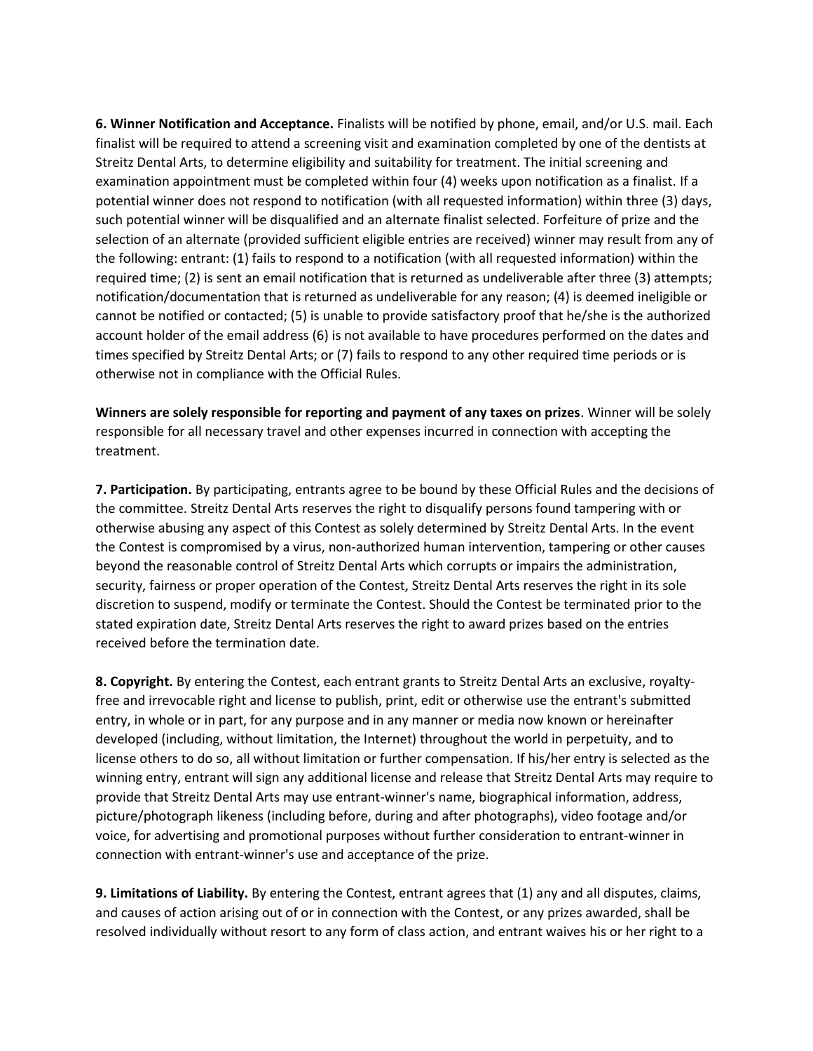**6. Winner Notification and Acceptance.** Finalists will be notified by phone, email, and/or U.S. mail. Each finalist will be required to attend a screening visit and examination completed by one of the dentists at Streitz Dental Arts, to determine eligibility and suitability for treatment. The initial screening and examination appointment must be completed within four (4) weeks upon notification as a finalist. If a potential winner does not respond to notification (with all requested information) within three (3) days, such potential winner will be disqualified and an alternate finalist selected. Forfeiture of prize and the selection of an alternate (provided sufficient eligible entries are received) winner may result from any of the following: entrant: (1) fails to respond to a notification (with all requested information) within the required time; (2) is sent an email notification that is returned as undeliverable after three (3) attempts; notification/documentation that is returned as undeliverable for any reason; (4) is deemed ineligible or cannot be notified or contacted; (5) is unable to provide satisfactory proof that he/she is the authorized account holder of the email address (6) is not available to have procedures performed on the dates and times specified by Streitz Dental Arts; or (7) fails to respond to any other required time periods or is otherwise not in compliance with the Official Rules.

**Winners are solely responsible for reporting and payment of any taxes on prizes**. Winner will be solely responsible for all necessary travel and other expenses incurred in connection with accepting the treatment.

**7. Participation.** By participating, entrants agree to be bound by these Official Rules and the decisions of the committee. Streitz Dental Arts reserves the right to disqualify persons found tampering with or otherwise abusing any aspect of this Contest as solely determined by Streitz Dental Arts. In the event the Contest is compromised by a virus, non-authorized human intervention, tampering or other causes beyond the reasonable control of Streitz Dental Arts which corrupts or impairs the administration, security, fairness or proper operation of the Contest, Streitz Dental Arts reserves the right in its sole discretion to suspend, modify or terminate the Contest. Should the Contest be terminated prior to the stated expiration date, Streitz Dental Arts reserves the right to award prizes based on the entries received before the termination date.

**8. Copyright.** By entering the Contest, each entrant grants to Streitz Dental Arts an exclusive, royalty-free and irrevocable right and license to publish, print, edit or otherwise use the entrant's submitted entry, in whole or in part, for any purpose and in any manner or media now known or hereinafter developed (including, without limitation, the Internet) throughout the world in perpetuity, and to license others to do so, all without limitation or further compensation. If his/her entry is selected as the winning entry, entrant will sign any additional license and release that Streitz Dental Arts may require to provide that Streitz Dental Arts may use entrant-winner's name, biographical information, address, picture/photograph likeness (including before, during and after photographs), video footage and/or voice, for advertising and promotional purposes without further consideration to entrant-winner in connection with entrant-winner's use and acceptance of the prize.

**9. Limitations of Liability.** By entering the Contest, entrant agrees that (1) any and all disputes, claims, and causes of action arising out of or in connection with the Contest, or any prizes awarded, shall be resolved individually without resort to any form of class action, and entrant waives his or her right to a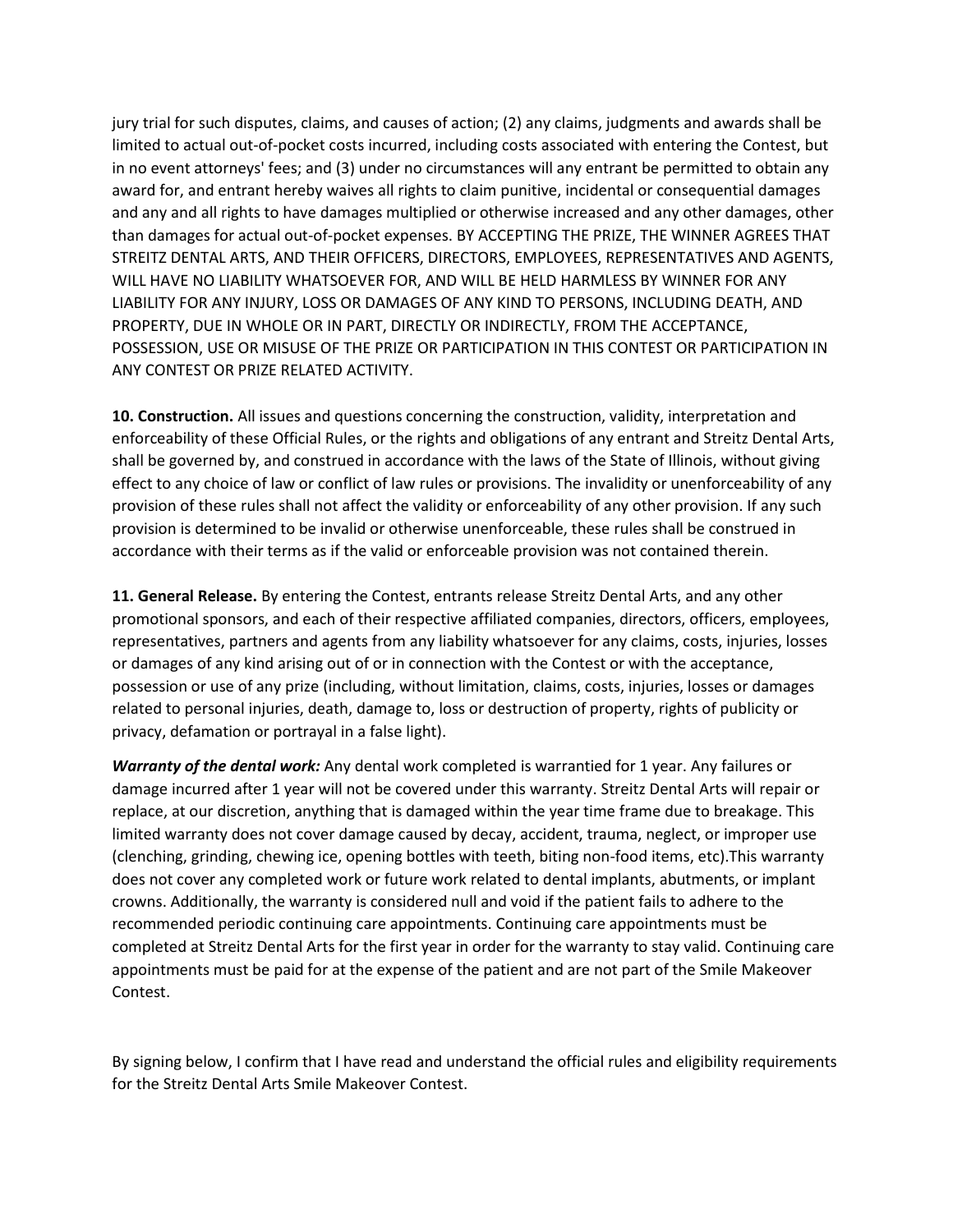jury trial for such disputes, claims, and causes of action; (2) any claims, judgments and awards shall be limited to actual out-of-pocket costs incurred, including costs associated with entering the Contest, but in no event attorneys' fees; and (3) under no circumstances will any entrant be permitted to obtain any award for, and entrant hereby waives all rights to claim punitive, incidental or consequential damages and any and all rights to have damages multiplied or otherwise increased and any other damages, other than damages for actual out-of-pocket expenses. BY ACCEPTING THE PRIZE, THE WINNER AGREES THAT STREITZ DENTAL ARTS, AND THEIR OFFICERS, DIRECTORS, EMPLOYEES, REPRESENTATIVES AND AGENTS, WILL HAVE NO LIABILITY WHATSOEVER FOR, AND WILL BE HELD HARMLESS BY WINNER FOR ANY LIABILITY FOR ANY INJURY, LOSS OR DAMAGES OF ANY KIND TO PERSONS, INCLUDING DEATH, AND PROPERTY, DUE IN WHOLE OR IN PART, DIRECTLY OR INDIRECTLY, FROM THE ACCEPTANCE, POSSESSION, USE OR MISUSE OF THE PRIZE OR PARTICIPATION IN THIS CONTEST OR PARTICIPATION IN ANY CONTEST OR PRIZE RELATED ACTIVITY.

**10. Construction.** All issues and questions concerning the construction, validity, interpretation and enforceability of these Official Rules, or the rights and obligations of any entrant and Streitz Dental Arts, shall be governed by, and construed in accordance with the laws of the State of Illinois, without giving effect to any choice of law or conflict of law rules or provisions. The invalidity or unenforceability of any provision of these rules shall not affect the validity or enforceability of any other provision. If any such provision is determined to be invalid or otherwise unenforceable, these rules shall be construed in accordance with their terms as if the valid or enforceable provision was not contained therein.

**11. General Release.** By entering the Contest, entrants release Streitz Dental Arts, and any other promotional sponsors, and each of their respective affiliated companies, directors, officers, employees, representatives, partners and agents from any liability whatsoever for any claims, costs, injuries, losses or damages of any kind arising out of or in connection with the Contest or with the acceptance, possession or use of any prize (including, without limitation, claims, costs, injuries, losses or damages related to personal injuries, death, damage to, loss or destruction of property, rights of publicity or privacy, defamation or portrayal in a false light).

***Warranty of the dental work:*** Any dental work completed is warrantied for 1 year. Any failures or damage incurred after 1 year will not be covered under this warranty. Streitz Dental Arts will repair or replace, at our discretion, anything that is damaged within the year time frame due to breakage. This limited warranty does not cover damage caused by decay, accident, trauma, neglect, or improper use (clenching, grinding, chewing ice, opening bottles with teeth, biting non-food items, etc).This warranty does not cover any completed work or future work related to dental implants, abutments, or implant crowns. Additionally, the warranty is considered null and void if the patient fails to adhere to the recommended periodic continuing care appointments. Continuing care appointments must be completed at Streitz Dental Arts for the first year in order for the warranty to stay valid. Continuing care appointments must be paid for at the expense of the patient and are not part of the Smile Makeover Contest.

By signing below, I confirm that I have read and understand the official rules and eligibility requirements for the Streitz Dental Arts Smile Makeover Contest.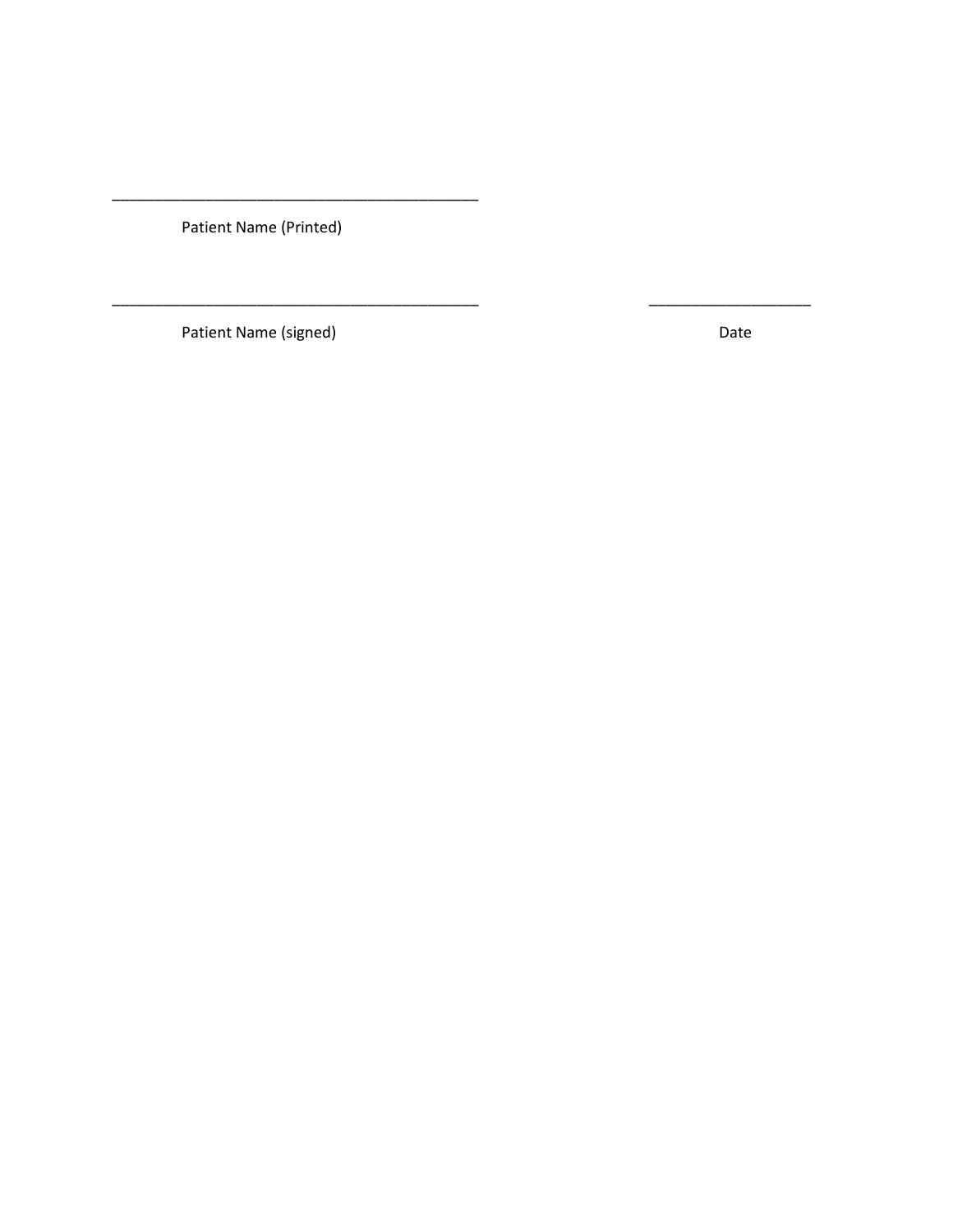_____________________________________________

Patient Name (Printed)

_____________________________________________ ____________________

Patient Name (signed) Date